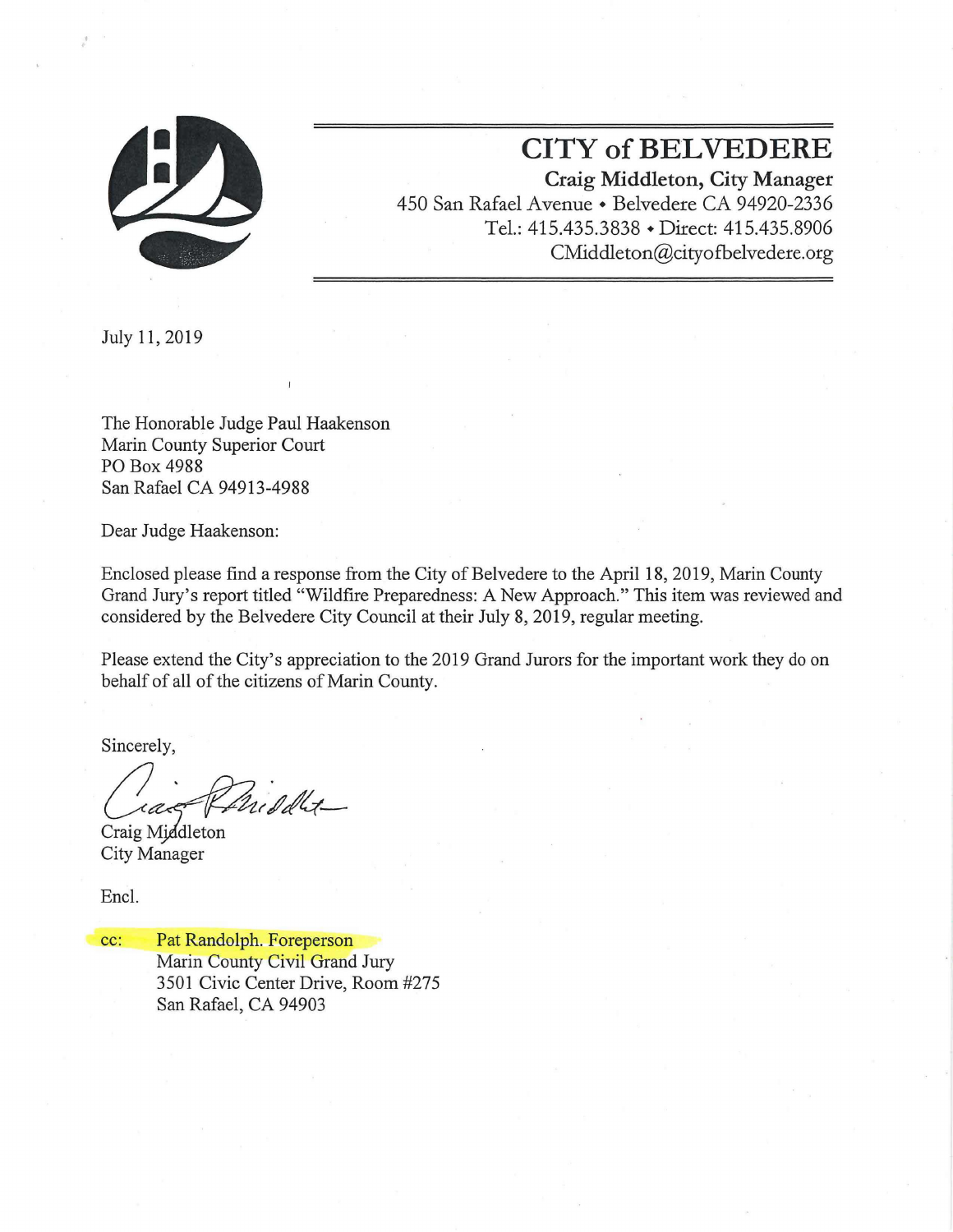# CITY of BELVEDERE

**Craig Middleton, City Manager**
450 San Rafael Avenue • Belvedere CA 94920-2336
Tel.: 415.435.3838 • Direct: 415.435.8906
CMiddleton@cityofbelvedere.org

July 11, 2019

The Honorable Judge Paul Haakenson
Marin County Superior Court
PO Box 4988
San Rafael CA 94913-4988

Dear Judge Haakenson:

Enclosed please find a response from the City of Belvedere to the April 18, 2019, Marin County Grand Jury's report titled "Wildfire Preparedness: A New Approach." This item was reviewed and considered by the Belvedere City Council at their July 8, 2019, regular meeting.

Please extend the City's appreciation to the 2019 Grand Jurors for the important work they do on behalf of all of the citizens of Marin County.

Sincerely,

Craig Middleton
City Manager

Encl.

cc: Pat Randolph. Foreperson
Marin County Civil Grand Jury
3501 Civic Center Drive, Room #275
San Rafael, CA 94903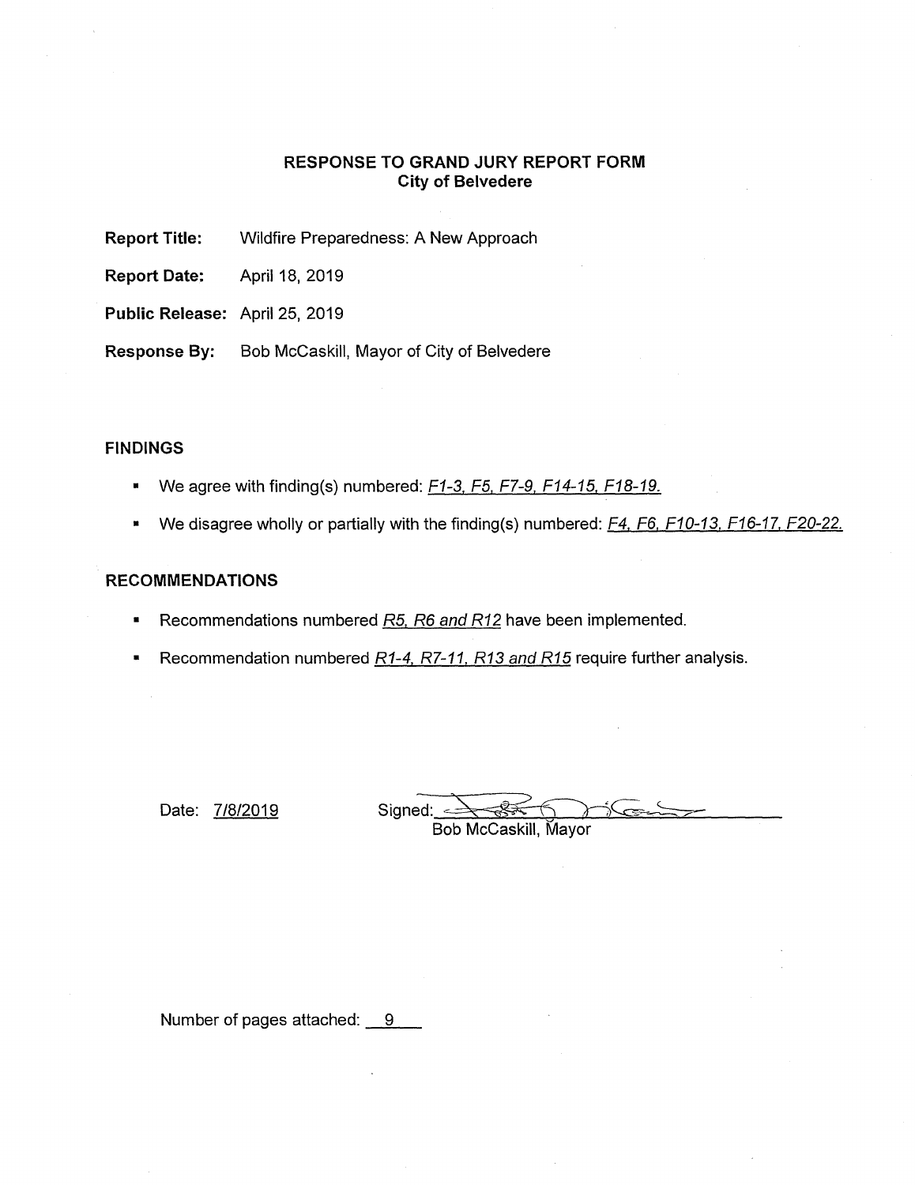**RESPONSE TO GRAND JURY REPORT FORM**
**City of Belvedere**

**Report Title:** Wildfire Preparedness: A New Approach

**Report Date:** April 18, 2019

**Public Release:** April 25, 2019

**Response By:** Bob McCaskill, Mayor of City of Belvedere

## FINDINGS

- We agree with finding(s) numbered: *F1-3, F5, F7-9, F14-15, F18-19.*
- We disagree wholly or partially with the finding(s) numbered: *F4, F6, F10-13, F16-17, F20-22.*

## RECOMMENDATIONS

- Recommendations numbered *R5, R6 and R12* have been implemented.
- Recommendation numbered *R1-4, R7-11, R13 and R15* require further analysis.

Date: 7/8/2019

Signed: ______________________
Bob McCaskill, Mayor

Number of pages attached: 9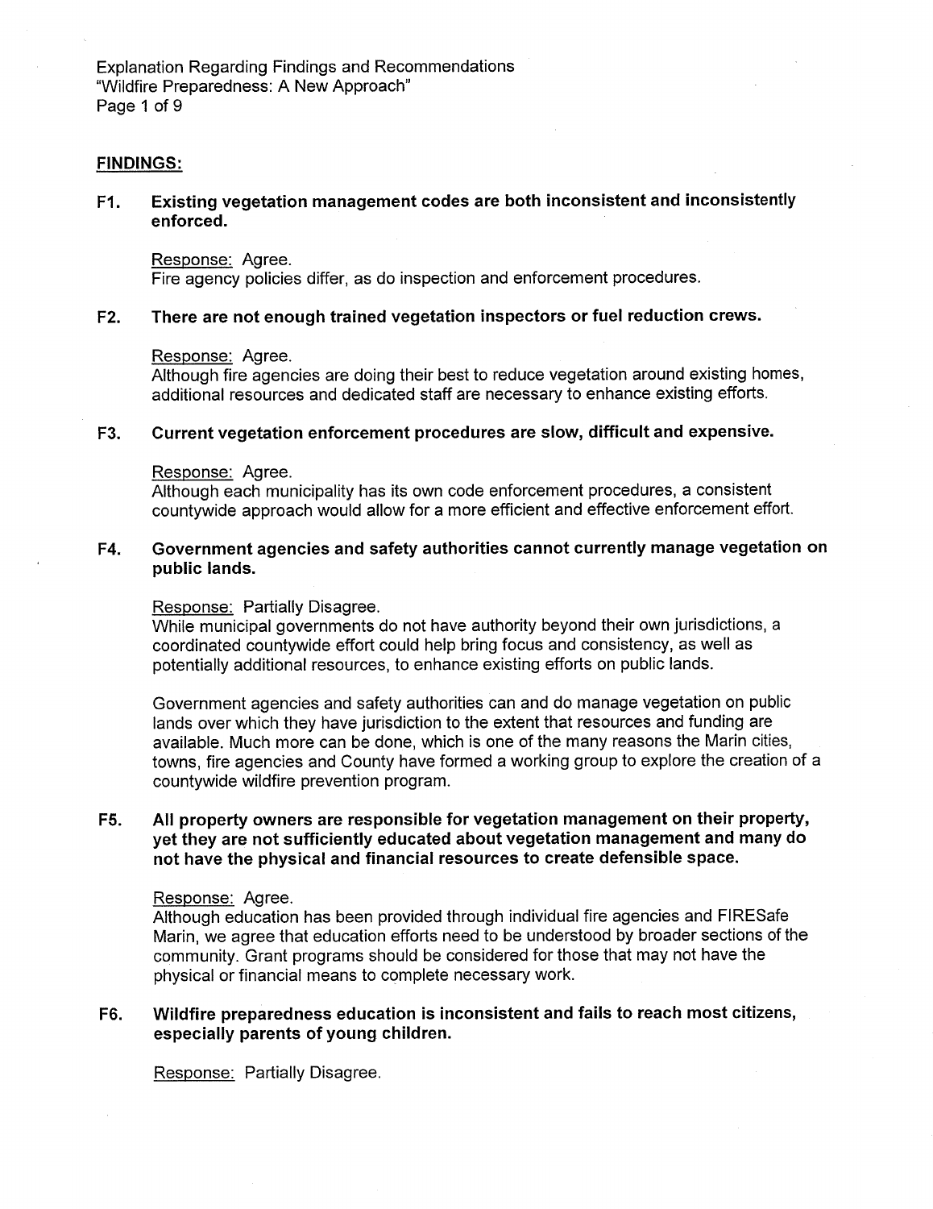## FINDINGS:

**F1. Existing vegetation management codes are both inconsistent and inconsistently enforced.**

Response: Agree.
Fire agency policies differ, as do inspection and enforcement procedures.

**F2. There are not enough trained vegetation inspectors or fuel reduction crews.**

Response: Agree.
Although fire agencies are doing their best to reduce vegetation around existing homes, additional resources and dedicated staff are necessary to enhance existing efforts.

**F3. Current vegetation enforcement procedures are slow, difficult and expensive.**

Response: Agree.
Although each municipality has its own code enforcement procedures, a consistent countywide approach would allow for a more efficient and effective enforcement effort.

**F4. Government agencies and safety authorities cannot currently manage vegetation on public lands.**

Response: Partially Disagree.
While municipal governments do not have authority beyond their own jurisdictions, a coordinated countywide effort could help bring focus and consistency, as well as potentially additional resources, to enhance existing efforts on public lands.

Government agencies and safety authorities can and do manage vegetation on public lands over which they have jurisdiction to the extent that resources and funding are available. Much more can be done, which is one of the many reasons the Marin cities, towns, fire agencies and County have formed a working group to explore the creation of a countywide wildfire prevention program.

**F5. All property owners are responsible for vegetation management on their property, yet they are not sufficiently educated about vegetation management and many do not have the physical and financial resources to create defensible space.**

Response: Agree.
Although education has been provided through individual fire agencies and FIRESafe Marin, we agree that education efforts need to be understood by broader sections of the community. Grant programs should be considered for those that may not have the physical or financial means to complete necessary work.

**F6. Wildfire preparedness education is inconsistent and fails to reach most citizens, especially parents of young children.**

Response: Partially Disagree.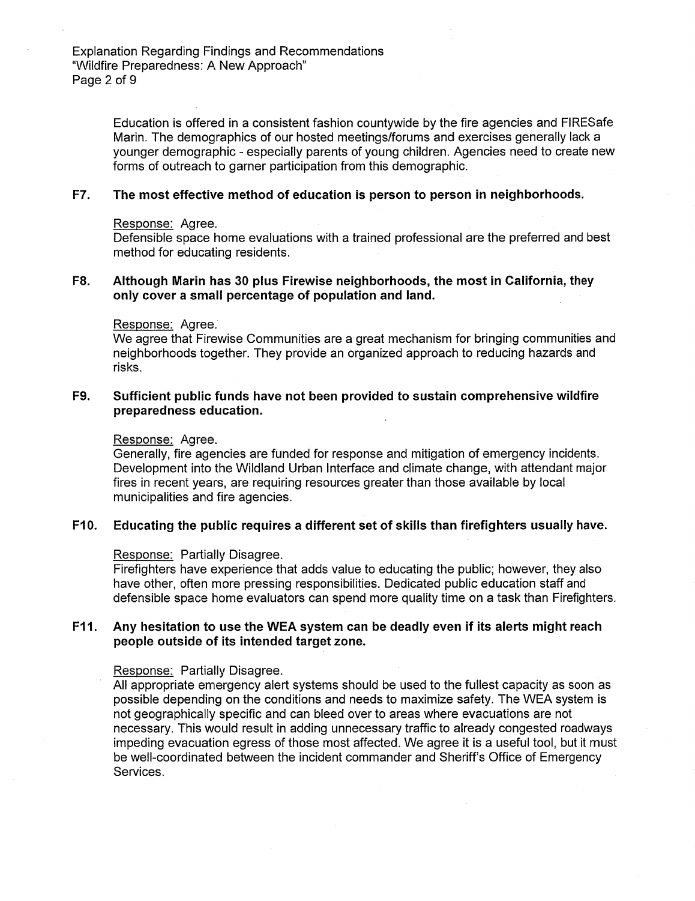Education is offered in a consistent fashion countywide by the fire agencies and FIRESafe Marin. The demographics of our hosted meetings/forums and exercises generally lack a younger demographic - especially parents of young children. Agencies need to create new forms of outreach to garner participation from this demographic.

**F7. The most effective method of education is person to person in neighborhoods.**

Response: Agree.
Defensible space home evaluations with a trained professional are the preferred and best method for educating residents.

**F8. Although Marin has 30 plus Firewise neighborhoods, the most in California, they only cover a small percentage of population and land.**

Response: Agree.
We agree that Firewise Communities are a great mechanism for bringing communities and neighborhoods together. They provide an organized approach to reducing hazards and risks.

**F9. Sufficient public funds have not been provided to sustain comprehensive wildfire preparedness education.**

Response: Agree.
Generally, fire agencies are funded for response and mitigation of emergency incidents. Development into the Wildland Urban Interface and climate change, with attendant major fires in recent years, are requiring resources greater than those available by local municipalities and fire agencies.

**F10. Educating the public requires a different set of skills than firefighters usually have.**

Response: Partially Disagree.
Firefighters have experience that adds value to educating the public; however, they also have other, often more pressing responsibilities. Dedicated public education staff and defensible space home evaluators can spend more quality time on a task than Firefighters.

**F11. Any hesitation to use the WEA system can be deadly even if its alerts might reach people outside of its intended target zone.**

Response: Partially Disagree.
All appropriate emergency alert systems should be used to the fullest capacity as soon as possible depending on the conditions and needs to maximize safety. The WEA system is not geographically specific and can bleed over to areas where evacuations are not necessary. This would result in adding unnecessary traffic to already congested roadways impeding evacuation egress of those most affected. We agree it is a useful tool, but it must be well-coordinated between the incident commander and Sheriff's Office of Emergency Services.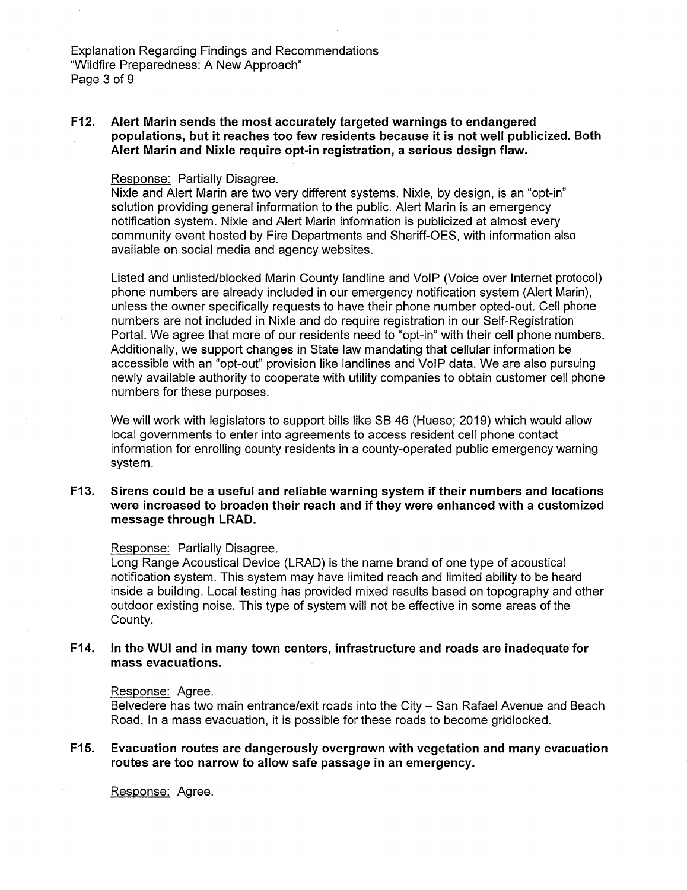**F12. Alert Marin sends the most accurately targeted warnings to endangered populations, but it reaches too few residents because it is not well publicized. Both Alert Marin and Nixle require opt-in registration, a serious design flaw.**

Response: Partially Disagree.

Nixle and Alert Marin are two very different systems. Nixle, by design, is an "opt-in" solution providing general information to the public. Alert Marin is an emergency notification system. Nixle and Alert Marin information is publicized at almost every community event hosted by Fire Departments and Sheriff-OES, with information also available on social media and agency websites.

Listed and unlisted/blocked Marin County landline and VoIP (Voice over Internet protocol) phone numbers are already included in our emergency notification system (Alert Marin), unless the owner specifically requests to have their phone number opted-out. Cell phone numbers are not included in Nixle and do require registration in our Self-Registration Portal. We agree that more of our residents need to "opt-in" with their cell phone numbers. Additionally, we support changes in State law mandating that cellular information be accessible with an "opt-out" provision like landlines and VoIP data. We are also pursuing newly available authority to cooperate with utility companies to obtain customer cell phone numbers for these purposes.

We will work with legislators to support bills like SB 46 (Hueso; 2019) which would allow local governments to enter into agreements to access resident cell phone contact information for enrolling county residents in a county-operated public emergency warning system.

**F13. Sirens could be a useful and reliable warning system if their numbers and locations were increased to broaden their reach and if they were enhanced with a customized message through LRAD.**

Response: Partially Disagree.

Long Range Acoustical Device (LRAD) is the name brand of one type of acoustical notification system. This system may have limited reach and limited ability to be heard inside a building. Local testing has provided mixed results based on topography and other outdoor existing noise. This type of system will not be effective in some areas of the County.

**F14. In the WUI and in many town centers, infrastructure and roads are inadequate for mass evacuations.**

Response: Agree.

Belvedere has two main entrance/exit roads into the City – San Rafael Avenue and Beach Road. In a mass evacuation, it is possible for these roads to become gridlocked.

**F15. Evacuation routes are dangerously overgrown with vegetation and many evacuation routes are too narrow to allow safe passage in an emergency.**

Response: Agree.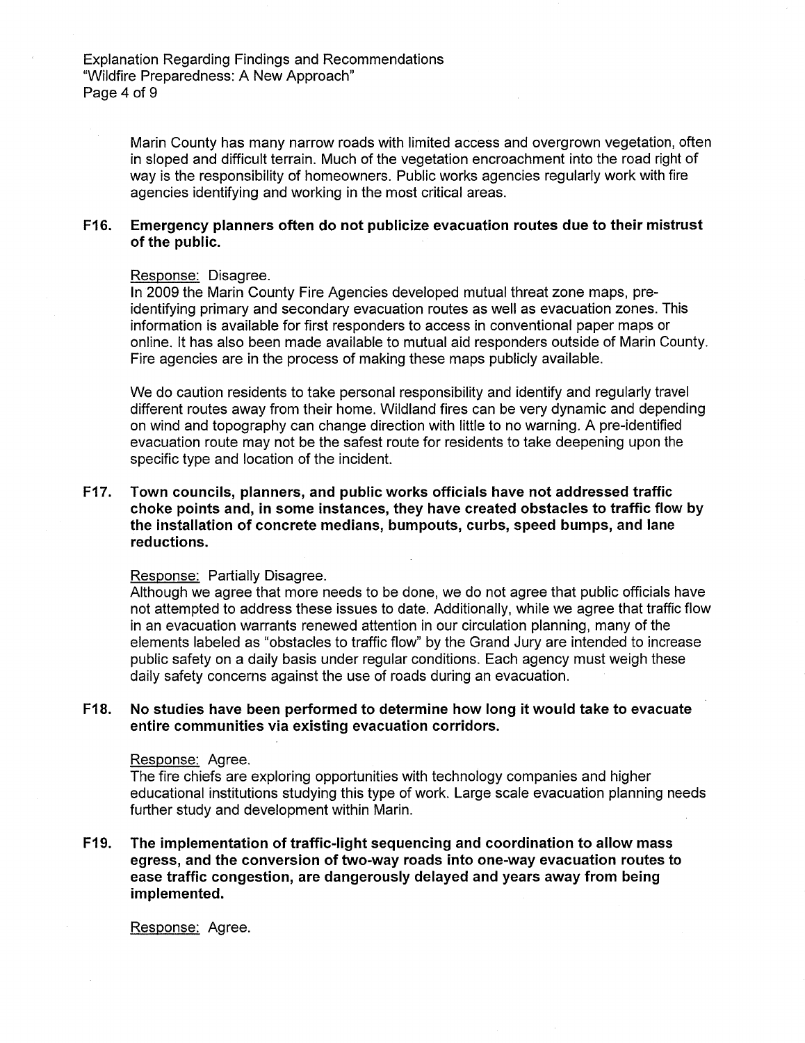Marin County has many narrow roads with limited access and overgrown vegetation, often in sloped and difficult terrain. Much of the vegetation encroachment into the road right of way is the responsibility of homeowners. Public works agencies regularly work with fire agencies identifying and working in the most critical areas.

**F16. Emergency planners often do not publicize evacuation routes due to their mistrust of the public.**

Response: Disagree.
In 2009 the Marin County Fire Agencies developed mutual threat zone maps, pre-identifying primary and secondary evacuation routes as well as evacuation zones. This information is available for first responders to access in conventional paper maps or online. It has also been made available to mutual aid responders outside of Marin County. Fire agencies are in the process of making these maps publicly available.

We do caution residents to take personal responsibility and identify and regularly travel different routes away from their home. Wildland fires can be very dynamic and depending on wind and topography can change direction with little to no warning. A pre-identified evacuation route may not be the safest route for residents to take deepening upon the specific type and location of the incident.

**F17. Town councils, planners, and public works officials have not addressed traffic choke points and, in some instances, they have created obstacles to traffic flow by the installation of concrete medians, bumpouts, curbs, speed bumps, and lane reductions.**

Response: Partially Disagree.
Although we agree that more needs to be done, we do not agree that public officials have not attempted to address these issues to date. Additionally, while we agree that traffic flow in an evacuation warrants renewed attention in our circulation planning, many of the elements labeled as "obstacles to traffic flow" by the Grand Jury are intended to increase public safety on a daily basis under regular conditions. Each agency must weigh these daily safety concerns against the use of roads during an evacuation.

**F18. No studies have been performed to determine how long it would take to evacuate entire communities via existing evacuation corridors.**

Response: Agree.
The fire chiefs are exploring opportunities with technology companies and higher educational institutions studying this type of work. Large scale evacuation planning needs further study and development within Marin.

**F19. The implementation of traffic-light sequencing and coordination to allow mass egress, and the conversion of two-way roads into one-way evacuation routes to ease traffic congestion, are dangerously delayed and years away from being implemented.**

Response: Agree.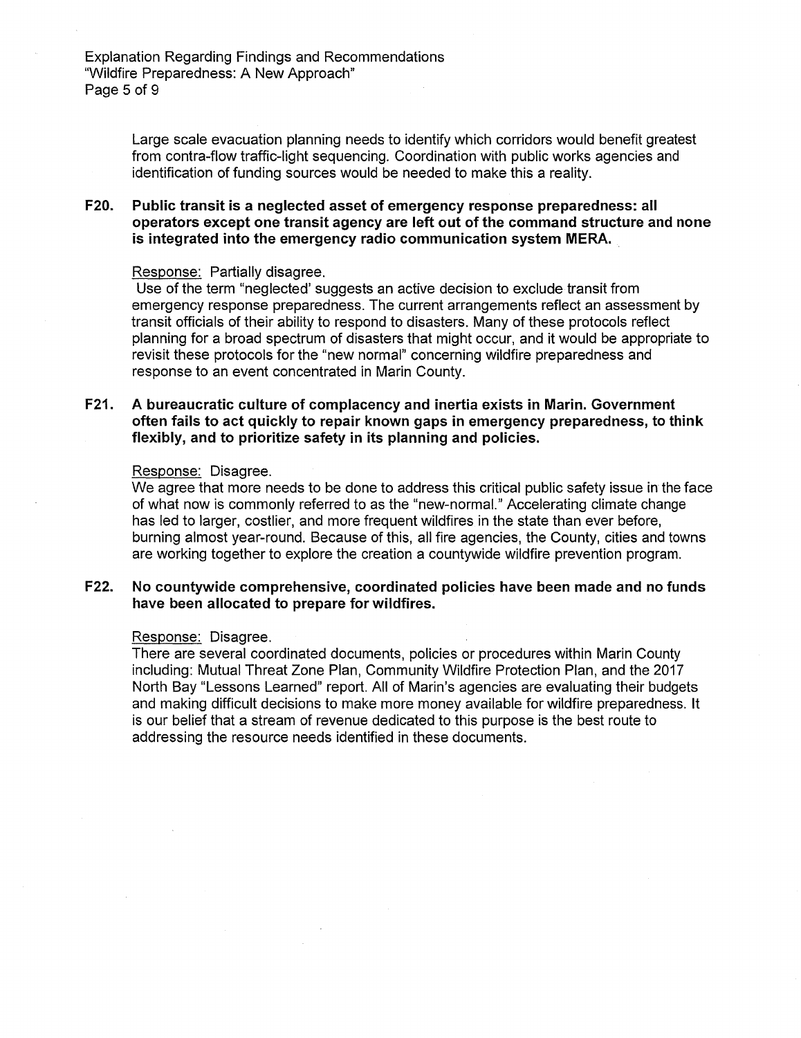Large scale evacuation planning needs to identify which corridors would benefit greatest from contra-flow traffic-light sequencing. Coordination with public works agencies and identification of funding sources would be needed to make this a reality.

**F20. Public transit is a neglected asset of emergency response preparedness: all operators except one transit agency are left out of the command structure and none is integrated into the emergency radio communication system MERA.**

Response: Partially disagree.

Use of the term "neglected' suggests an active decision to exclude transit from emergency response preparedness. The current arrangements reflect an assessment by transit officials of their ability to respond to disasters. Many of these protocols reflect planning for a broad spectrum of disasters that might occur, and it would be appropriate to revisit these protocols for the "new normal" concerning wildfire preparedness and response to an event concentrated in Marin County.

**F21. A bureaucratic culture of complacency and inertia exists in Marin. Government often fails to act quickly to repair known gaps in emergency preparedness, to think flexibly, and to prioritize safety in its planning and policies.**

Response: Disagree.

We agree that more needs to be done to address this critical public safety issue in the face of what now is commonly referred to as the "new-normal." Accelerating climate change has led to larger, costlier, and more frequent wildfires in the state than ever before, burning almost year-round. Because of this, all fire agencies, the County, cities and towns are working together to explore the creation a countywide wildfire prevention program.

**F22. No countywide comprehensive, coordinated policies have been made and no funds have been allocated to prepare for wildfires.**

Response: Disagree.

There are several coordinated documents, policies or procedures within Marin County including: Mutual Threat Zone Plan, Community Wildfire Protection Plan, and the 2017 North Bay "Lessons Learned" report. All of Marin's agencies are evaluating their budgets and making difficult decisions to make more money available for wildfire preparedness. It is our belief that a stream of revenue dedicated to this purpose is the best route to addressing the resource needs identified in these documents.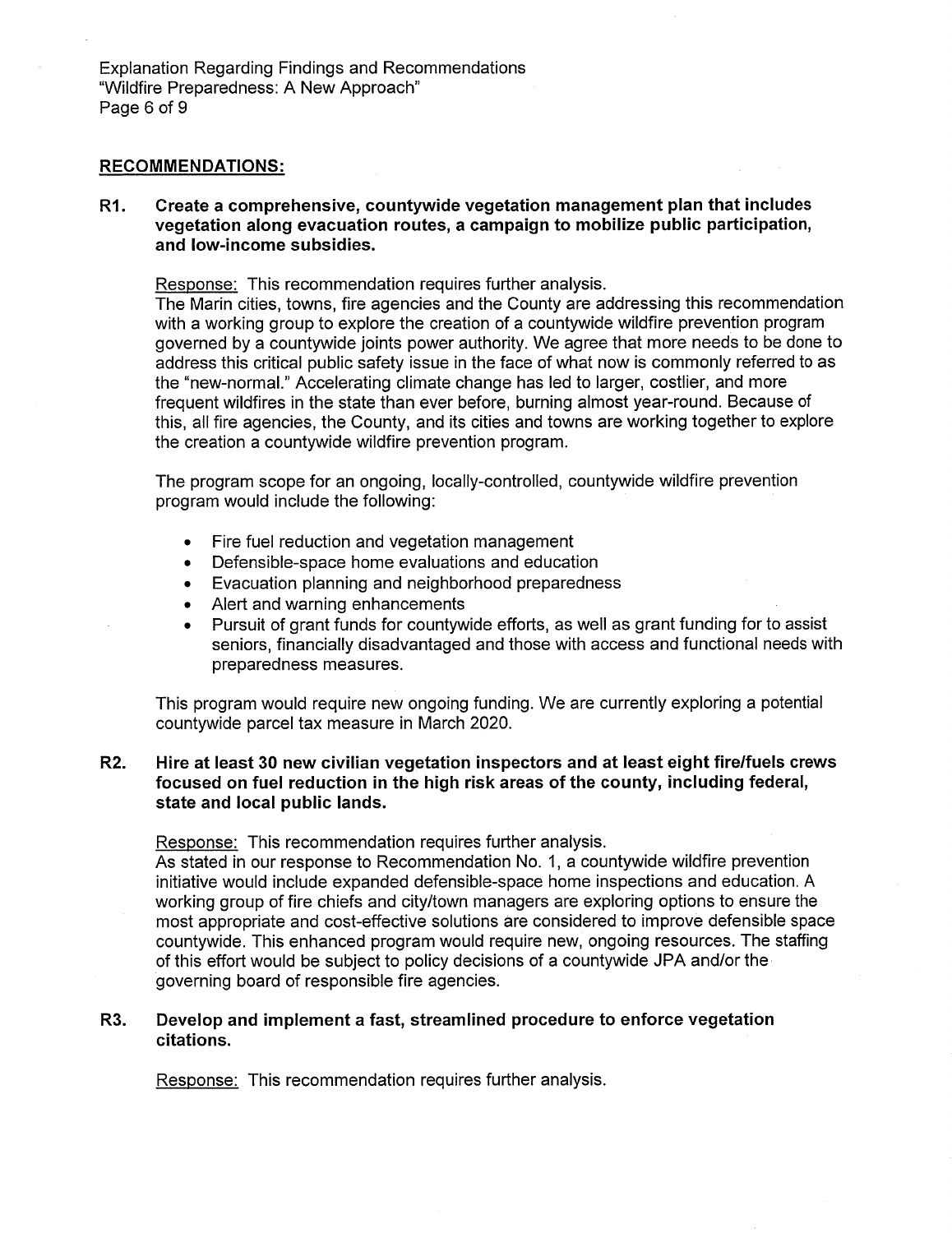## RECOMMENDATIONS:

**R1. Create a comprehensive, countywide vegetation management plan that includes vegetation along evacuation routes, a campaign to mobilize public participation, and low-income subsidies.**

Response: This recommendation requires further analysis.
The Marin cities, towns, fire agencies and the County are addressing this recommendation with a working group to explore the creation of a countywide wildfire prevention program governed by a countywide joints power authority. We agree that more needs to be done to address this critical public safety issue in the face of what now is commonly referred to as the "new-normal." Accelerating climate change has led to larger, costlier, and more frequent wildfires in the state than ever before, burning almost year-round. Because of this, all fire agencies, the County, and its cities and towns are working together to explore the creation a countywide wildfire prevention program.

The program scope for an ongoing, locally-controlled, countywide wildfire prevention program would include the following:

- Fire fuel reduction and vegetation management
- Defensible-space home evaluations and education
- Evacuation planning and neighborhood preparedness
- Alert and warning enhancements
- Pursuit of grant funds for countywide efforts, as well as grant funding for to assist seniors, financially disadvantaged and those with access and functional needs with preparedness measures.

This program would require new ongoing funding. We are currently exploring a potential countywide parcel tax measure in March 2020.

**R2. Hire at least 30 new civilian vegetation inspectors and at least eight fire/fuels crews focused on fuel reduction in the high risk areas of the county, including federal, state and local public lands.**

Response: This recommendation requires further analysis.
As stated in our response to Recommendation No. 1, a countywide wildfire prevention initiative would include expanded defensible-space home inspections and education. A working group of fire chiefs and city/town managers are exploring options to ensure the most appropriate and cost-effective solutions are considered to improve defensible space countywide. This enhanced program would require new, ongoing resources. The staffing of this effort would be subject to policy decisions of a countywide JPA and/or the governing board of responsible fire agencies.

**R3. Develop and implement a fast, streamlined procedure to enforce vegetation citations.**

Response: This recommendation requires further analysis.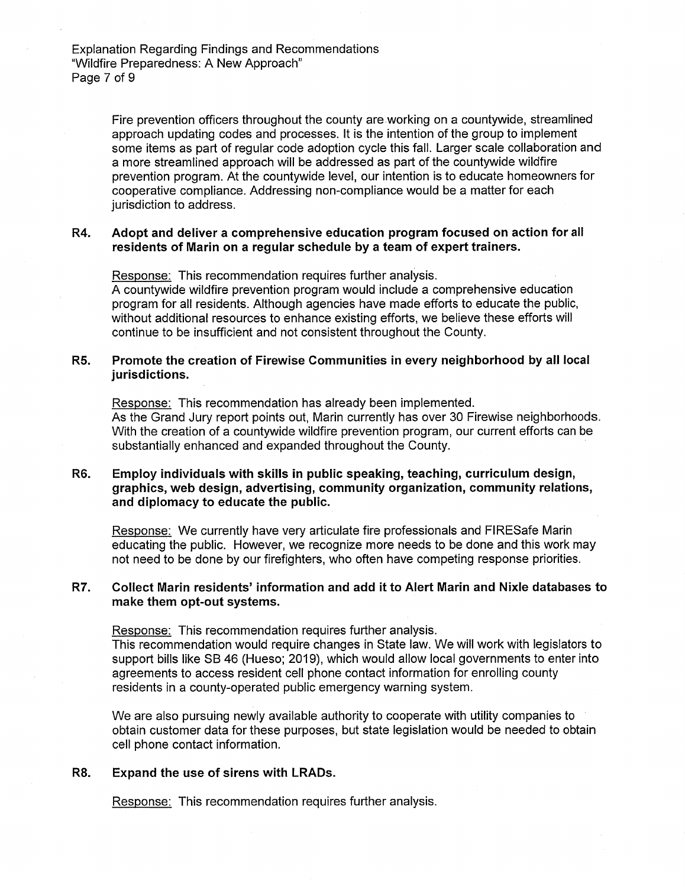Fire prevention officers throughout the county are working on a countywide, streamlined approach updating codes and processes. It is the intention of the group to implement some items as part of regular code adoption cycle this fall. Larger scale collaboration and a more streamlined approach will be addressed as part of the countywide wildfire prevention program. At the countywide level, our intention is to educate homeowners for cooperative compliance. Addressing non-compliance would be a matter for each jurisdiction to address.

**R4. Adopt and deliver a comprehensive education program focused on action for all residents of Marin on a regular schedule by a team of expert trainers.**

Response: This recommendation requires further analysis.
A countywide wildfire prevention program would include a comprehensive education program for all residents. Although agencies have made efforts to educate the public, without additional resources to enhance existing efforts, we believe these efforts will continue to be insufficient and not consistent throughout the County.

**R5. Promote the creation of Firewise Communities in every neighborhood by all local jurisdictions.**

Response: This recommendation has already been implemented.
As the Grand Jury report points out, Marin currently has over 30 Firewise neighborhoods. With the creation of a countywide wildfire prevention program, our current efforts can be substantially enhanced and expanded throughout the County.

**R6. Employ individuals with skills in public speaking, teaching, curriculum design, graphics, web design, advertising, community organization, community relations, and diplomacy to educate the public.**

Response: We currently have very articulate fire professionals and FIRESafe Marin educating the public. However, we recognize more needs to be done and this work may not need to be done by our firefighters, who often have competing response priorities.

**R7. Collect Marin residents' information and add it to Alert Marin and Nixle databases to make them opt-out systems.**

Response: This recommendation requires further analysis.
This recommendation would require changes in State law. We will work with legislators to support bills like SB 46 (Hueso; 2019), which would allow local governments to enter into agreements to access resident cell phone contact information for enrolling county residents in a county-operated public emergency warning system.

We are also pursuing newly available authority to cooperate with utility companies to obtain customer data for these purposes, but state legislation would be needed to obtain cell phone contact information.

**R8. Expand the use of sirens with LRADs.**

Response: This recommendation requires further analysis.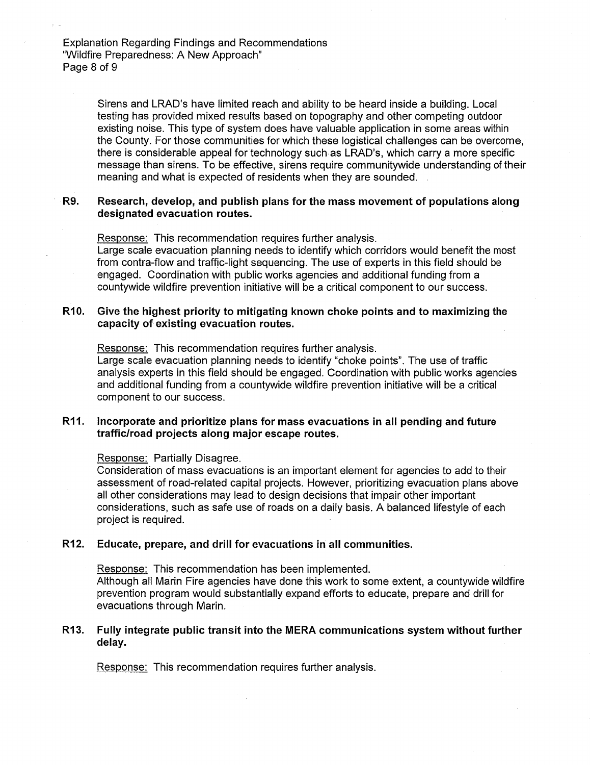Sirens and LRAD's have limited reach and ability to be heard inside a building. Local testing has provided mixed results based on topography and other competing outdoor existing noise. This type of system does have valuable application in some areas within the County. For those communities for which these logistical challenges can be overcome, there is considerable appeal for technology such as LRAD's, which carry a more specific message than sirens. To be effective, sirens require communitywide understanding of their meaning and what is expected of residents when they are sounded.

**R9. Research, develop, and publish plans for the mass movement of populations along designated evacuation routes.**

Response: This recommendation requires further analysis.
Large scale evacuation planning needs to identify which corridors would benefit the most from contra-flow and traffic-light sequencing. The use of experts in this field should be engaged. Coordination with public works agencies and additional funding from a countywide wildfire prevention initiative will be a critical component to our success.

**R10. Give the highest priority to mitigating known choke points and to maximizing the capacity of existing evacuation routes.**

Response: This recommendation requires further analysis.
Large scale evacuation planning needs to identify "choke points". The use of traffic analysis experts in this field should be engaged. Coordination with public works agencies and additional funding from a countywide wildfire prevention initiative will be a critical component to our success.

**R11. Incorporate and prioritize plans for mass evacuations in all pending and future traffic/road projects along major escape routes.**

Response: Partially Disagree.
Consideration of mass evacuations is an important element for agencies to add to their assessment of road-related capital projects. However, prioritizing evacuation plans above all other considerations may lead to design decisions that impair other important considerations, such as safe use of roads on a daily basis. A balanced lifestyle of each project is required.

**R12. Educate, prepare, and drill for evacuations in all communities.**

Response: This recommendation has been implemented.
Although all Marin Fire agencies have done this work to some extent, a countywide wildfire prevention program would substantially expand efforts to educate, prepare and drill for evacuations through Marin.

**R13. Fully integrate public transit into the MERA communications system without further delay.**

Response: This recommendation requires further analysis.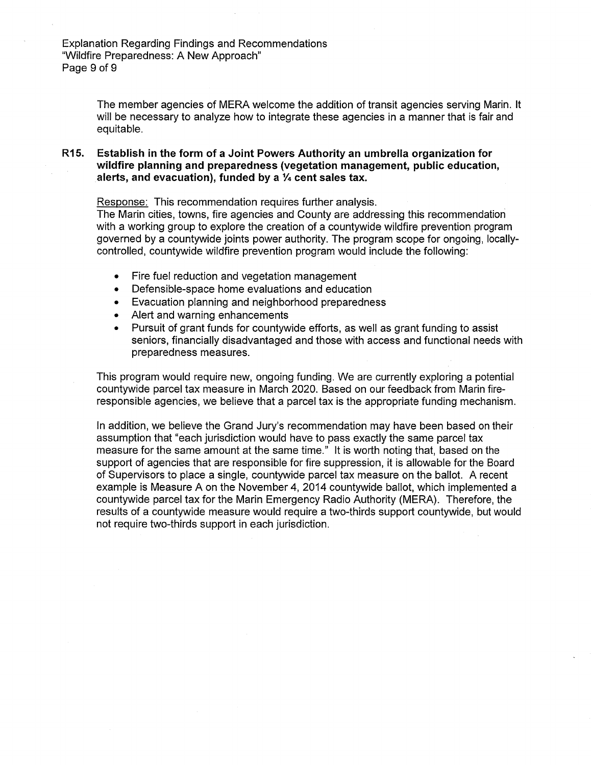The member agencies of MERA welcome the addition of transit agencies serving Marin. It will be necessary to analyze how to integrate these agencies in a manner that is fair and equitable.

**R15. Establish in the form of a Joint Powers Authority an umbrella organization for wildfire planning and preparedness (vegetation management, public education, alerts, and evacuation), funded by a ¼ cent sales tax.**

Response: This recommendation requires further analysis.
The Marin cities, towns, fire agencies and County are addressing this recommendation with a working group to explore the creation of a countywide wildfire prevention program governed by a countywide joints power authority. The program scope for ongoing, locally-controlled, countywide wildfire prevention program would include the following:

- Fire fuel reduction and vegetation management
- Defensible-space home evaluations and education
- Evacuation planning and neighborhood preparedness
- Alert and warning enhancements
- Pursuit of grant funds for countywide efforts, as well as grant funding to assist seniors, financially disadvantaged and those with access and functional needs with preparedness measures.

This program would require new, ongoing funding. We are currently exploring a potential countywide parcel tax measure in March 2020. Based on our feedback from Marin fire-responsible agencies, we believe that a parcel tax is the appropriate funding mechanism.

In addition, we believe the Grand Jury's recommendation may have been based on their assumption that "each jurisdiction would have to pass exactly the same parcel tax measure for the same amount at the same time." It is worth noting that, based on the support of agencies that are responsible for fire suppression, it is allowable for the Board of Supervisors to place a single, countywide parcel tax measure on the ballot. A recent example is Measure A on the November 4, 2014 countywide ballot, which implemented a countywide parcel tax for the Marin Emergency Radio Authority (MERA). Therefore, the results of a countywide measure would require a two-thirds support countywide, but would not require two-thirds support in each jurisdiction.